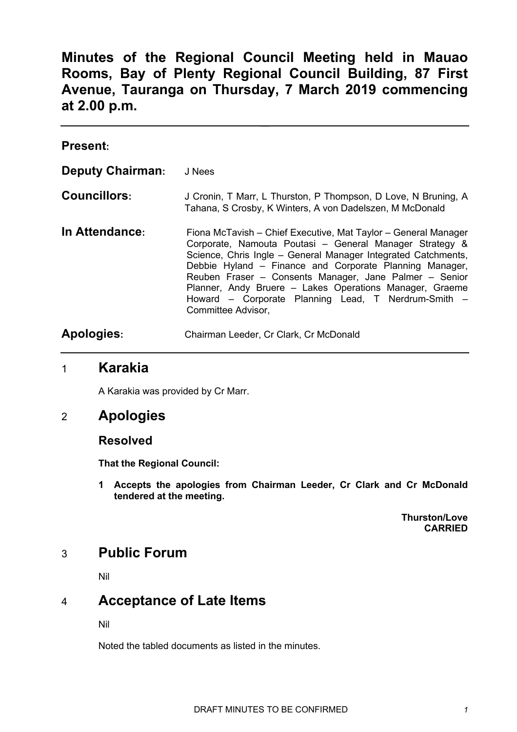# Minutes of the Regional Council Meeting held in Mauao Rooms, Bay of Plenty Regional Council Building, 87 First Avenue, Tauranga on Thursday, 7 March 2019 commencing at 2.00 p.m.

---

**Present:**

**Deputy Chairman:** J Nees

**Councillors:** J Cronin, T Marr, L Thurston, P Thompson, D Love, N Bruning, A Tahana, S Crosby, K Winters, A von Dadelszen, M McDonald

**In Attendance:** Fiona McTavish – Chief Executive, Mat Taylor – General Manager Corporate, Namouta Poutasi – General Manager Strategy & Science, Chris Ingle – General Manager Integrated Catchments, Debbie Hyland – Finance and Corporate Planning Manager, Reuben Fraser – Consents Manager, Jane Palmer – Senior Planner, Andy Bruere – Lakes Operations Manager, Graeme Howard – Corporate Planning Lead, T Nerdrum-Smith – Committee Advisor,

**Apologies:** Chairman Leeder, Cr Clark, Cr McDonald

---

## 1 Karakia

A Karakia was provided by Cr Marr.

## 2 Apologies

### Resolved

**That the Regional Council:**

**1 Accepts the apologies from Chairman Leeder, Cr Clark and Cr McDonald tendered at the meeting.**

**Thurston/Love**
**CARRIED**

## 3 Public Forum

Nil

## 4 Acceptance of Late Items

Nil

Noted the tabled documents as listed in the minutes.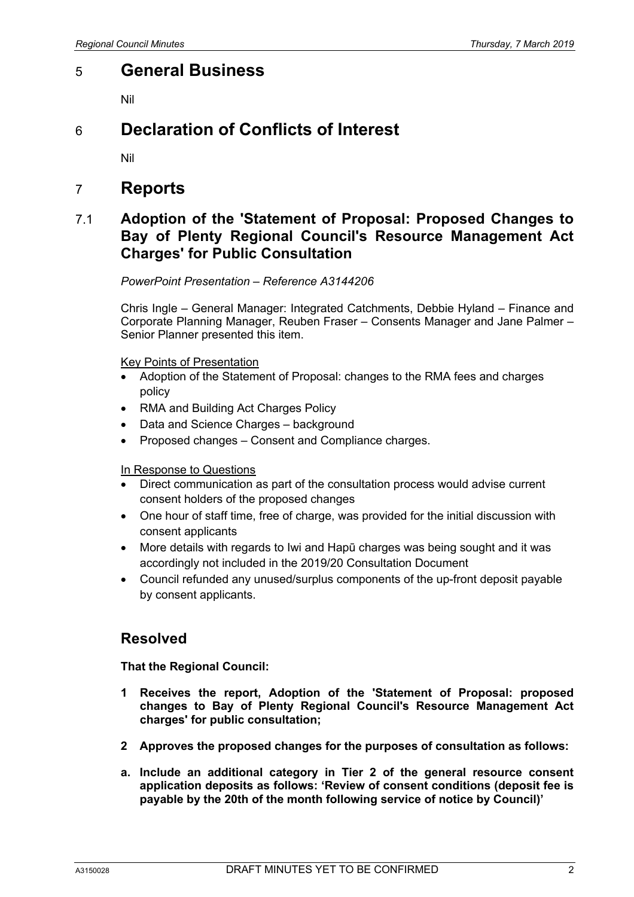## 5 General Business

Nil

## 6 Declaration of Conflicts of Interest

Nil

## 7 Reports

### 7.1 Adoption of the 'Statement of Proposal: Proposed Changes to Bay of Plenty Regional Council's Resource Management Act Charges' for Public Consultation

*PowerPoint Presentation – Reference A3144206*

Chris Ingle – General Manager: Integrated Catchments, Debbie Hyland – Finance and Corporate Planning Manager, Reuben Fraser – Consents Manager and Jane Palmer – Senior Planner presented this item.

Key Points of Presentation

- Adoption of the Statement of Proposal: changes to the RMA fees and charges policy
- RMA and Building Act Charges Policy
- Data and Science Charges – background
- Proposed changes – Consent and Compliance charges.

In Response to Questions

- Direct communication as part of the consultation process would advise current consent holders of the proposed changes
- One hour of staff time, free of charge, was provided for the initial discussion with consent applicants
- More details with regards to Iwi and Hapū charges was being sought and it was accordingly not included in the 2019/20 Consultation Document
- Council refunded any unused/surplus components of the up-front deposit payable by consent applicants.

### Resolved

**That the Regional Council:**

**1 Receives the report, Adoption of the 'Statement of Proposal: proposed changes to Bay of Plenty Regional Council's Resource Management Act charges' for public consultation;**

**2 Approves the proposed changes for the purposes of consultation as follows:**

**a. Include an additional category in Tier 2 of the general resource consent application deposits as follows: 'Review of consent conditions (deposit fee is payable by the 20th of the month following service of notice by Council)'**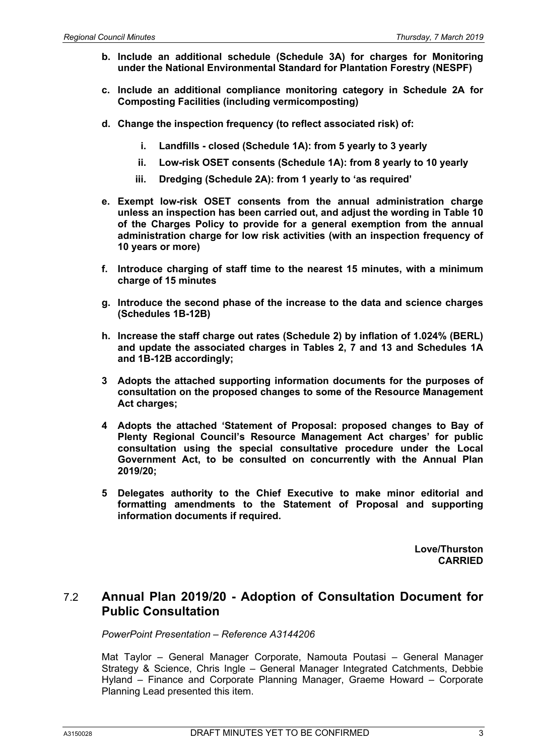**b. Include an additional schedule (Schedule 3A) for charges for Monitoring under the National Environmental Standard for Plantation Forestry (NESPF)**

**c. Include an additional compliance monitoring category in Schedule 2A for Composting Facilities (including vermicomposting)**

**d. Change the inspection frequency (to reflect associated risk) of:**

**i. Landfills - closed (Schedule 1A): from 5 yearly to 3 yearly**

**ii. Low-risk OSET consents (Schedule 1A): from 8 yearly to 10 yearly**

**iii. Dredging (Schedule 2A): from 1 yearly to 'as required'**

**e. Exempt low-risk OSET consents from the annual administration charge unless an inspection has been carried out, and adjust the wording in Table 10 of the Charges Policy to provide for a general exemption from the annual administration charge for low risk activities (with an inspection frequency of 10 years or more)**

**f. Introduce charging of staff time to the nearest 15 minutes, with a minimum charge of 15 minutes**

**g. Introduce the second phase of the increase to the data and science charges (Schedules 1B-12B)**

**h. Increase the staff charge out rates (Schedule 2) by inflation of 1.024% (BERL) and update the associated charges in Tables 2, 7 and 13 and Schedules 1A and 1B-12B accordingly;**

**3 Adopts the attached supporting information documents for the purposes of consultation on the proposed changes to some of the Resource Management Act charges;**

**4 Adopts the attached 'Statement of Proposal: proposed changes to Bay of Plenty Regional Council's Resource Management Act charges' for public consultation using the special consultative procedure under the Local Government Act, to be consulted on concurrently with the Annual Plan 2019/20;**

**5 Delegates authority to the Chief Executive to make minor editorial and formatting amendments to the Statement of Proposal and supporting information documents if required.**

**Love/Thurston**
**CARRIED**

## 7.2 Annual Plan 2019/20 - Adoption of Consultation Document for Public Consultation

*PowerPoint Presentation – Reference A3144206*

Mat Taylor – General Manager Corporate, Namouta Poutasi – General Manager Strategy & Science, Chris Ingle – General Manager Integrated Catchments, Debbie Hyland – Finance and Corporate Planning Manager, Graeme Howard – Corporate Planning Lead presented this item.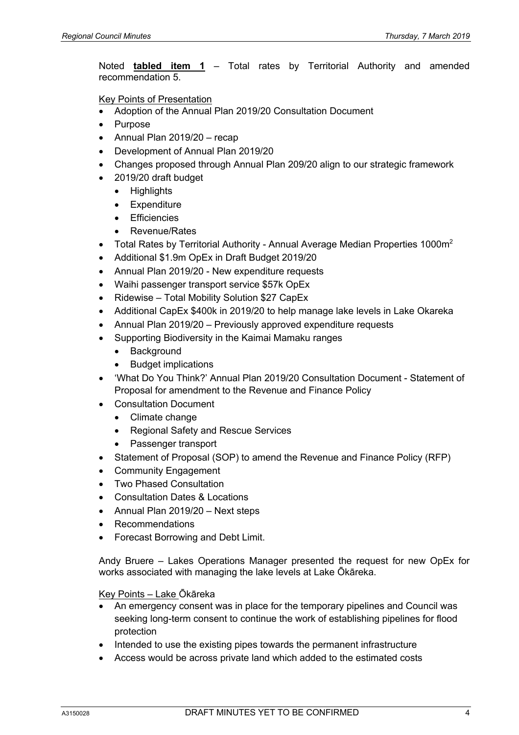Noted **tabled item 1** – Total rates by Territorial Authority and amended recommendation 5.

Key Points of Presentation

- Adoption of the Annual Plan 2019/20 Consultation Document
- Purpose
- Annual Plan 2019/20 – recap
- Development of Annual Plan 2019/20
- Changes proposed through Annual Plan 209/20 align to our strategic framework
- 2019/20 draft budget
  - Highlights
  - Expenditure
  - Efficiencies
  - Revenue/Rates
- Total Rates by Territorial Authority - Annual Average Median Properties 1000m$^2$
- Additional $1.9m OpEx in Draft Budget 2019/20
- Annual Plan 2019/20 - New expenditure requests
- Waihi passenger transport service $57k OpEx
- Ridewise – Total Mobility Solution $27 CapEx
- Additional CapEx $400k in 2019/20 to help manage lake levels in Lake Okareka
- Annual Plan 2019/20 – Previously approved expenditure requests
- Supporting Biodiversity in the Kaimai Mamaku ranges
  - Background
  - Budget implications
- 'What Do You Think?' Annual Plan 2019/20 Consultation Document - Statement of Proposal for amendment to the Revenue and Finance Policy
- Consultation Document
  - Climate change
  - Regional Safety and Rescue Services
  - Passenger transport
- Statement of Proposal (SOP) to amend the Revenue and Finance Policy (RFP)
- Community Engagement
- Two Phased Consultation
- Consultation Dates & Locations
- Annual Plan 2019/20 – Next steps
- Recommendations
- Forecast Borrowing and Debt Limit.

Andy Bruere – Lakes Operations Manager presented the request for new OpEx for works associated with managing the lake levels at Lake Ōkāreka.

Key Points – Lake Ōkāreka

- An emergency consent was in place for the temporary pipelines and Council was seeking long-term consent to continue the work of establishing pipelines for flood protection
- Intended to use the existing pipes towards the permanent infrastructure
- Access would be across private land which added to the estimated costs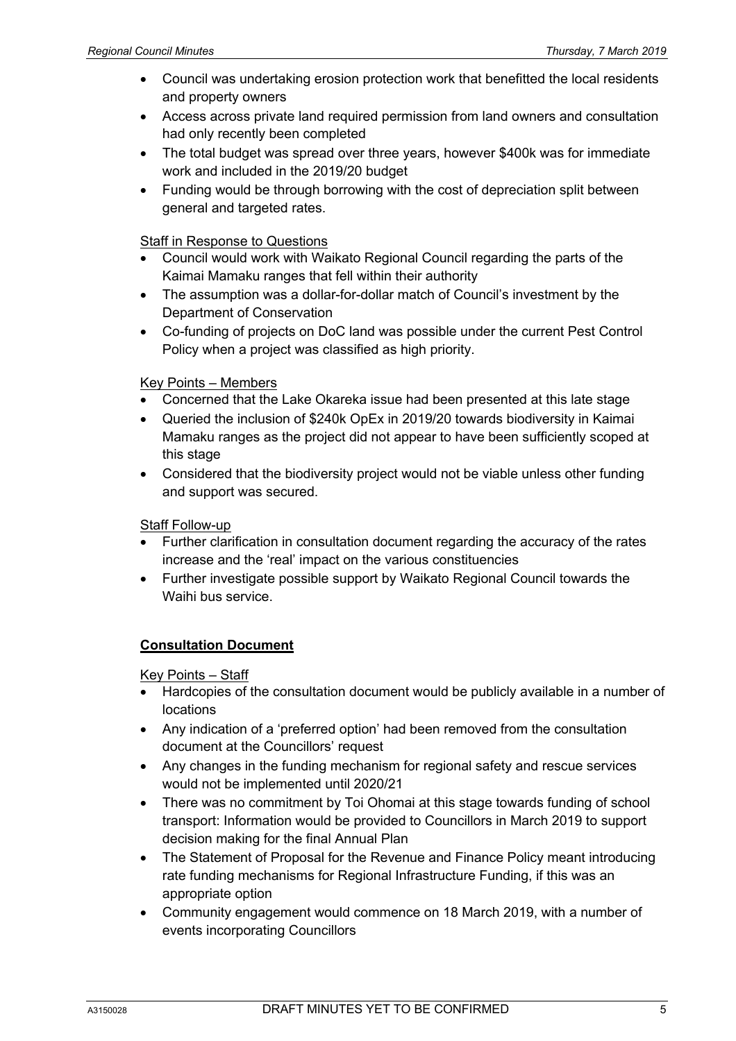- Council was undertaking erosion protection work that benefitted the local residents and property owners
- Access across private land required permission from land owners and consultation had only recently been completed
- The total budget was spread over three years, however $400k was for immediate work and included in the 2019/20 budget
- Funding would be through borrowing with the cost of depreciation split between general and targeted rates.

Staff in Response to Questions

- Council would work with Waikato Regional Council regarding the parts of the Kaimai Mamaku ranges that fell within their authority
- The assumption was a dollar-for-dollar match of Council's investment by the Department of Conservation
- Co-funding of projects on DoC land was possible under the current Pest Control Policy when a project was classified as high priority.

Key Points – Members

- Concerned that the Lake Okareka issue had been presented at this late stage
- Queried the inclusion of $240k OpEx in 2019/20 towards biodiversity in Kaimai Mamaku ranges as the project did not appear to have been sufficiently scoped at this stage
- Considered that the biodiversity project would not be viable unless other funding and support was secured.

Staff Follow-up

- Further clarification in consultation document regarding the accuracy of the rates increase and the 'real' impact on the various constituencies
- Further investigate possible support by Waikato Regional Council towards the Waihi bus service.

**Consultation Document**

Key Points – Staff

- Hardcopies of the consultation document would be publicly available in a number of locations
- Any indication of a 'preferred option' had been removed from the consultation document at the Councillors' request
- Any changes in the funding mechanism for regional safety and rescue services would not be implemented until 2020/21
- There was no commitment by Toi Ohomai at this stage towards funding of school transport: Information would be provided to Councillors in March 2019 to support decision making for the final Annual Plan
- The Statement of Proposal for the Revenue and Finance Policy meant introducing rate funding mechanisms for Regional Infrastructure Funding, if this was an appropriate option
- Community engagement would commence on 18 March 2019, with a number of events incorporating Councillors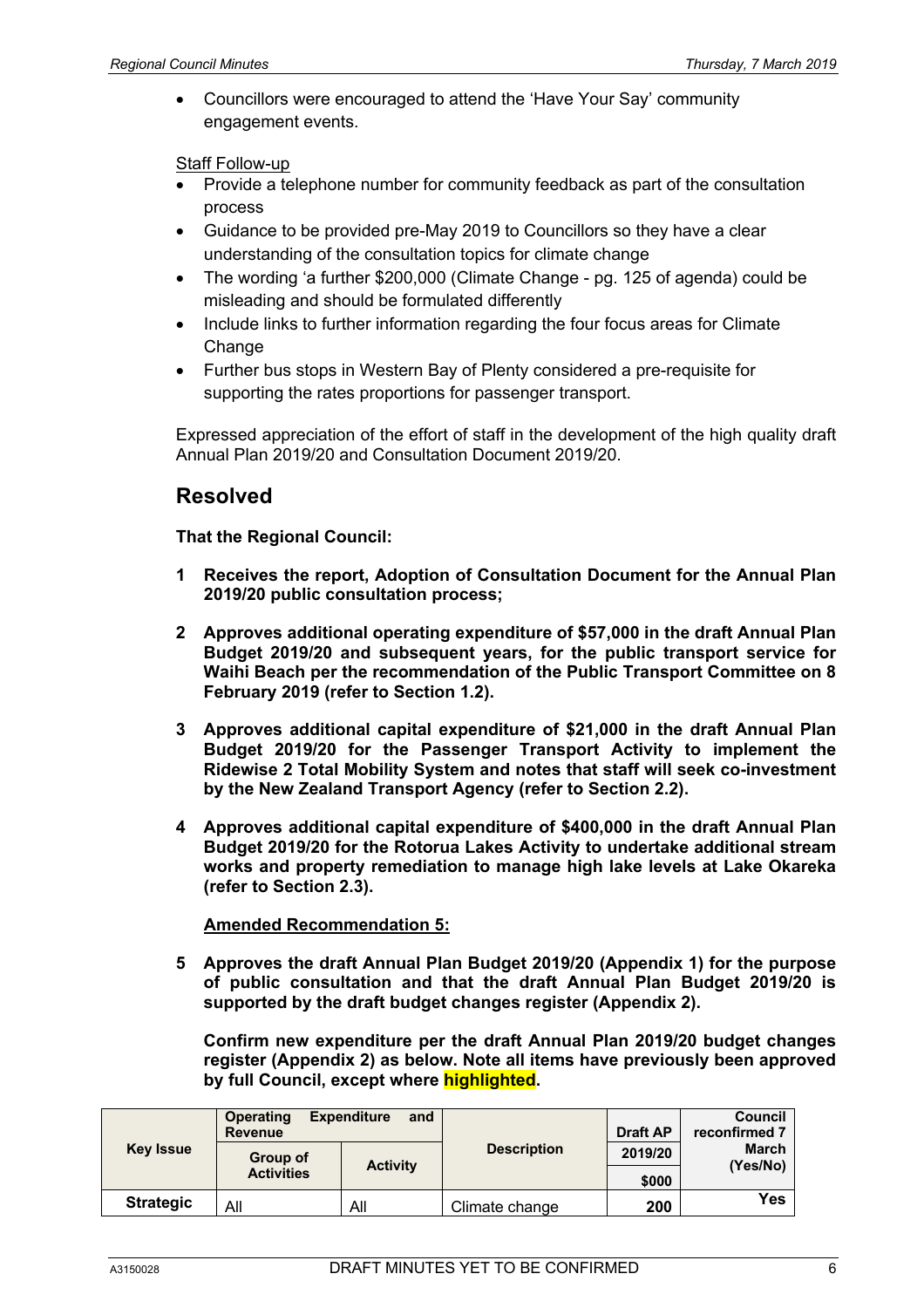- Councillors were encouraged to attend the 'Have Your Say' community engagement events.

Staff Follow-up

- Provide a telephone number for community feedback as part of the consultation process
- Guidance to be provided pre-May 2019 to Councillors so they have a clear understanding of the consultation topics for climate change
- The wording 'a further $200,000 (Climate Change - pg. 125 of agenda) could be misleading and should be formulated differently
- Include links to further information regarding the four focus areas for Climate Change
- Further bus stops in Western Bay of Plenty considered a pre-requisite for supporting the rates proportions for passenger transport.

Expressed appreciation of the effort of staff in the development of the high quality draft Annual Plan 2019/20 and Consultation Document 2019/20.

## Resolved

**That the Regional Council:**

**1 Receives the report, Adoption of Consultation Document for the Annual Plan 2019/20 public consultation process;**

**2 Approves additional operating expenditure of $57,000 in the draft Annual Plan Budget 2019/20 and subsequent years, for the public transport service for Waihi Beach per the recommendation of the Public Transport Committee on 8 February 2019 (refer to Section 1.2).**

**3 Approves additional capital expenditure of $21,000 in the draft Annual Plan Budget 2019/20 for the Passenger Transport Activity to implement the Ridewise 2 Total Mobility System and notes that staff will seek co-investment by the New Zealand Transport Agency (refer to Section 2.2).**

**4 Approves additional capital expenditure of $400,000 in the draft Annual Plan Budget 2019/20 for the Rotorua Lakes Activity to undertake additional stream works and property remediation to manage high lake levels at Lake Okareka (refer to Section 2.3).**

**Amended Recommendation 5:**

**5 Approves the draft Annual Plan Budget 2019/20 (Appendix 1) for the purpose of public consultation and that the draft Annual Plan Budget 2019/20 is supported by the draft budget changes register (Appendix 2).**

**Confirm new expenditure per the draft Annual Plan 2019/20 budget changes register (Appendix 2) as below. Note all items have previously been approved by full Council, except where highlighted.**

| Key Issue | Operating Expenditure and Revenue | | Description | Draft AP 2019/20 $000 | Council reconfirmed 7 March (Yes/No) |
|---|---|---|---|---|---|
| | Group of Activities | Activity | | | |
| **Strategic** | All | All | Climate change | **200** | **Yes** |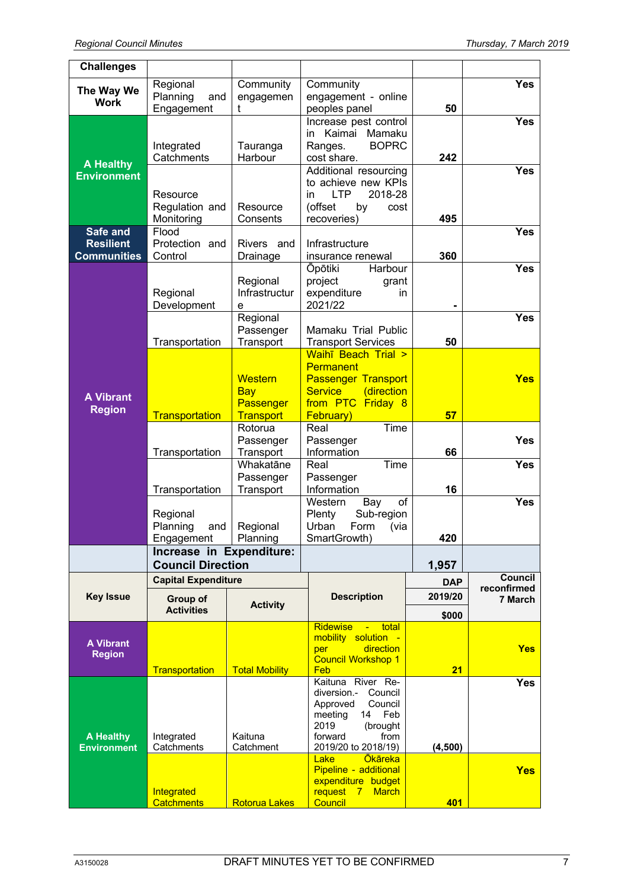| Challenges | | | | | |
|---|---|---|---|---|---|
| The Way We Work | Regional Planning and Engagement | Community engagement | Community engagement - online peoples panel | 50 | Yes |
| A Healthy Environment | Integrated Catchments | Tauranga Harbour | Increase pest control in Kaimai Mamaku Ranges. BOPRC cost share. | 242 | Yes |
| | Resource Regulation and Monitoring | Resource Consents | Additional resourcing to achieve new KPIs in LTP 2018-28 (offset by cost recoveries) | 495 | Yes |
| Safe and Resilient Communities | Flood Protection and Control | Rivers and Drainage | Infrastructure insurance renewal | 360 | Yes |
| A Vibrant Region | Regional Development | Regional Infrastructure | Ōpōtiki Harbour project grant expenditure in 2021/22 | - | Yes |
| | Transportation | Regional Passenger Transport | Mamaku Trial Public Transport Services | 50 | Yes |
| | Transportation | Western Bay Passenger Transport | Waihī Beach Trial > Permanent Passenger Transport Service (direction from PTC Friday 8 February) | 57 | Yes |
| | Transportation | Rotorua Passenger Transport | Real Time Passenger Information | 66 | Yes |
| | Transportation | Whakatāne Passenger Transport | Real Time Passenger Information | 16 | Yes |
| | Regional Planning and Engagement | Regional Planning | Western Bay of Plenty Sub-region Urban Form (via SmartGrowth) | 420 | Yes |
| | **Increase in Expenditure: Council Direction** | | | **1,957** | |

| Key Issue | Capital Expenditure Group of Activities | Activity | Description | DAP 2019/20 $000 | Council reconfirmed 7 March |
|---|---|---|---|---|---|
| A Vibrant Region | Transportation | Total Mobility | Ridewise - total mobility solution - per direction Council Workshop 1 Feb | 21 | Yes |
| A Healthy Environment | Integrated Catchments | Kaituna Catchment | Kaituna River Re-diversion.- Council Approved Council meeting 14 Feb 2019 (brought forward from 2019/20 to 2018/19) | (4,500) | Yes |
| | Integrated Catchments | Rotorua Lakes | Lake Ōkāreka Pipeline - additional expenditure budget request 7 March Council | 401 | Yes |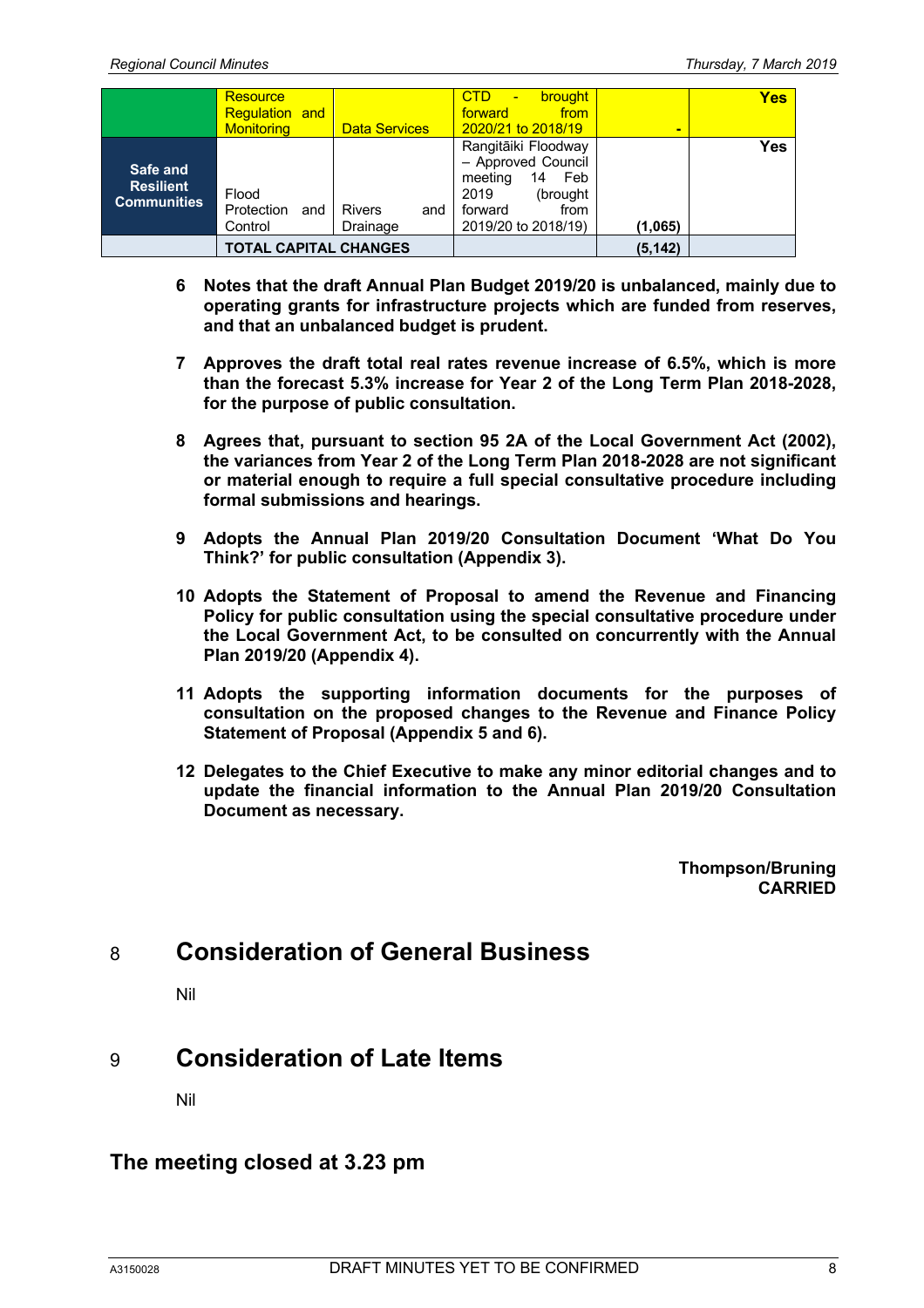| | | | | | |
|---|---|---|---|---|---|
| | Resource Regulation and Monitoring | Data Services | CTD - brought forward from 2020/21 to 2018/19 | - | Yes |
| **Safe and Resilient Communities** | Flood Protection and Control | Rivers and Drainage | Rangitāiki Floodway – Approved Council meeting 14 Feb 2019 (brought forward from 2019/20 to 2018/19) | (1,065) | Yes |
| | **TOTAL CAPITAL CHANGES** | | | **(5,142)** | |

6 **Notes that the draft Annual Plan Budget 2019/20 is unbalanced, mainly due to operating grants for infrastructure projects which are funded from reserves, and that an unbalanced budget is prudent.**

7 **Approves the draft total real rates revenue increase of 6.5%, which is more than the forecast 5.3% increase for Year 2 of the Long Term Plan 2018-2028, for the purpose of public consultation.**

8 **Agrees that, pursuant to section 95 2A of the Local Government Act (2002), the variances from Year 2 of the Long Term Plan 2018-2028 are not significant or material enough to require a full special consultative procedure including formal submissions and hearings.**

9 **Adopts the Annual Plan 2019/20 Consultation Document 'What Do You Think?' for public consultation (Appendix 3).**

10 **Adopts the Statement of Proposal to amend the Revenue and Financing Policy for public consultation using the special consultative procedure under the Local Government Act, to be consulted on concurrently with the Annual Plan 2019/20 (Appendix 4).**

11 **Adopts the supporting information documents for the purposes of consultation on the proposed changes to the Revenue and Finance Policy Statement of Proposal (Appendix 5 and 6).**

12 **Delegates to the Chief Executive to make any minor editorial changes and to update the financial information to the Annual Plan 2019/20 Consultation Document as necessary.**

**Thompson/Bruning**
**CARRIED**

## 8 Consideration of General Business

Nil

## 9 Consideration of Late Items

Nil

## The meeting closed at 3.23 pm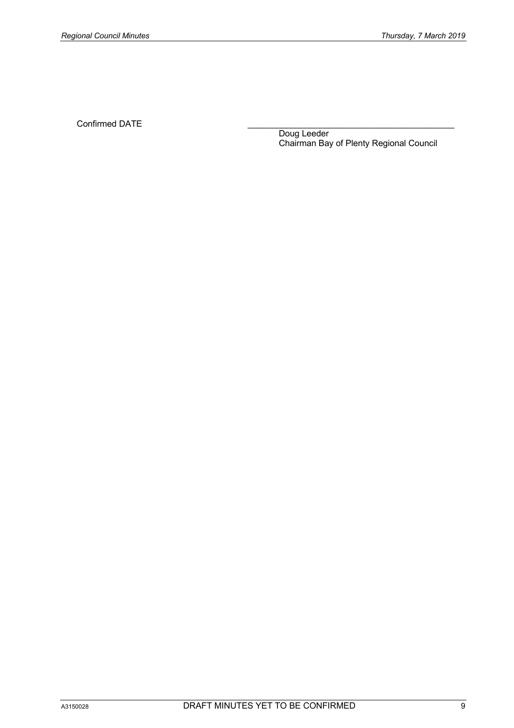Confirmed DATE

\_\_\_\_\_\_\_\_\_\_\_\_\_\_\_\_\_\_\_\_\_\_\_\_\_\_\_\_\_\_\_\_\_\_\_\_\_\_\_\_\_\_\_\_

Doug Leeder
Chairman Bay of Plenty Regional Council